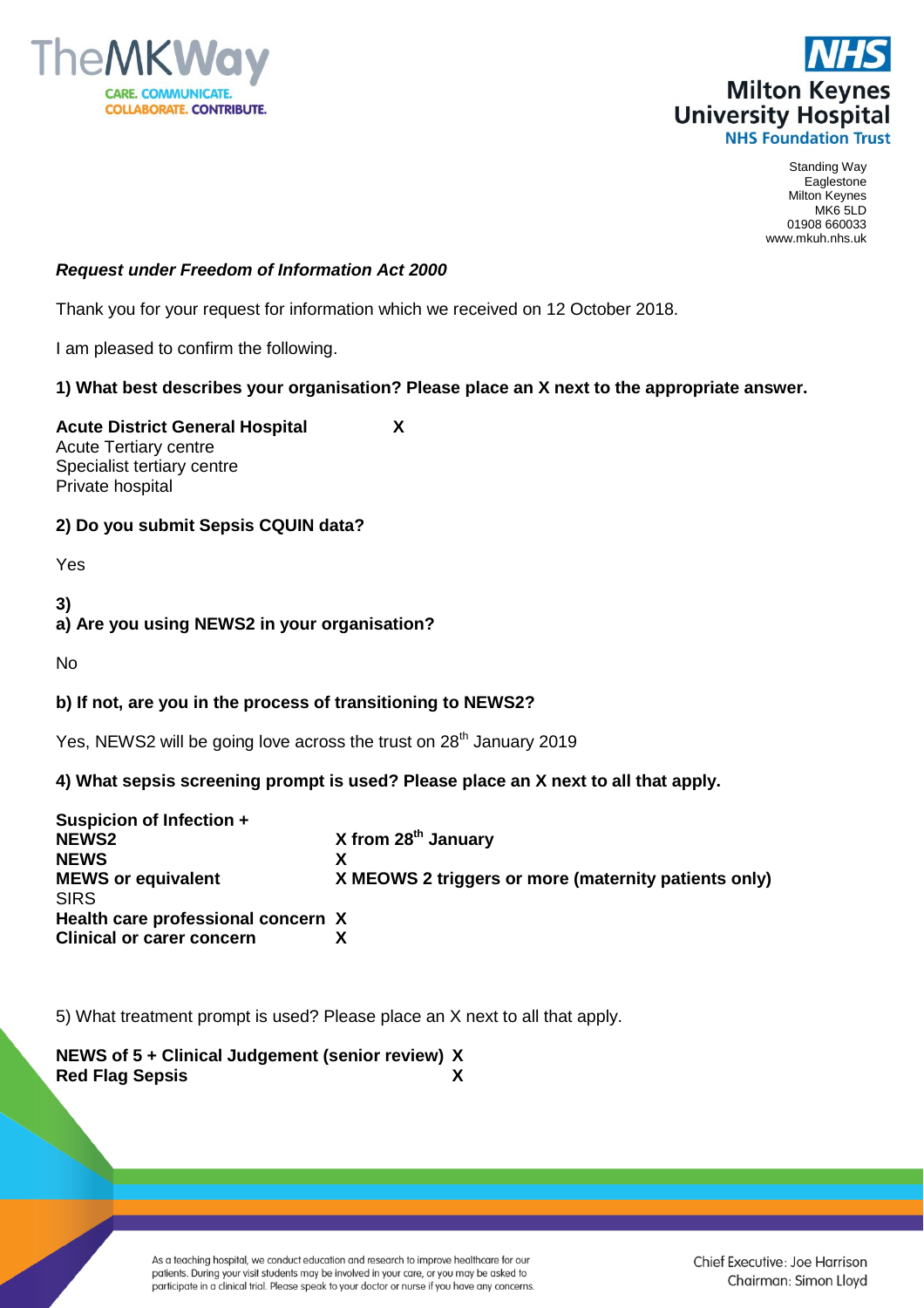Standing Way
Eaglestone
Milton Keynes
MK6 5LD
01908 660033
www.mkuh.nhs.uk

***Request under Freedom of Information Act 2000***

Thank you for your request for information which we received on 12 October 2018.

I am pleased to confirm the following.

**1) What best describes your organisation? Please place an X next to the appropriate answer.**

| | |
|---|---|
| **Acute District General Hospital** | **X** |
| Acute Tertiary centre | |
| Specialist tertiary centre | |
| Private hospital | |

**2) Do you submit Sepsis CQUIN data?**

Yes

**3)**
**a) Are you using NEWS2 in your organisation?**

No

**b) If not, are you in the process of transitioning to NEWS2?**

Yes, NEWS2 will be going love across the trust on 28th January 2019

**4) What sepsis screening prompt is used? Please place an X next to all that apply.**

| | |
|---|---|
| **Suspicion of Infection +** | |
| **NEWS2** | **X from 28th January** |
| **NEWS** | **X** |
| **MEWS or equivalent** | **X MEOWS 2 triggers or more (maternity patients only)** |
| SIRS | |
| **Health care professional concern** | **X** |
| **Clinical or carer concern** | **X** |

5) What treatment prompt is used? Please place an X next to all that apply.

| | |
|---|---|
| **NEWS of 5 + Clinical Judgement (senior review)** | **X** |
| **Red Flag Sepsis** | **X** |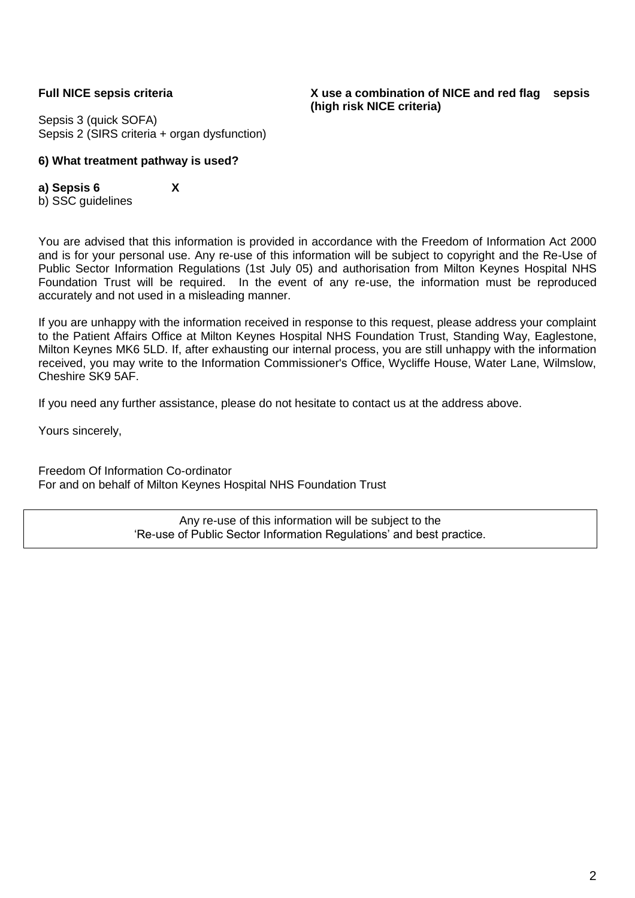**Full NICE sepsis criteria** **X use a combination of NICE and red flag sepsis (high risk NICE criteria)**

Sepsis 3 (quick SOFA)
Sepsis 2 (SIRS criteria + organ dysfunction)

**6) What treatment pathway is used?**

**a) Sepsis 6 X**
b) SSC guidelines

You are advised that this information is provided in accordance with the Freedom of Information Act 2000 and is for your personal use. Any re-use of this information will be subject to copyright and the Re-Use of Public Sector Information Regulations (1st July 05) and authorisation from Milton Keynes Hospital NHS Foundation Trust will be required. In the event of any re-use, the information must be reproduced accurately and not used in a misleading manner.

If you are unhappy with the information received in response to this request, please address your complaint to the Patient Affairs Office at Milton Keynes Hospital NHS Foundation Trust, Standing Way, Eaglestone, Milton Keynes MK6 5LD. If, after exhausting our internal process, you are still unhappy with the information received, you may write to the Information Commissioner's Office, Wycliffe House, Water Lane, Wilmslow, Cheshire SK9 5AF.

If you need any further assistance, please do not hesitate to contact us at the address above.

Yours sincerely,

Freedom Of Information Co-ordinator
For and on behalf of Milton Keynes Hospital NHS Foundation Trust

Any re-use of this information will be subject to the
'Re-use of Public Sector Information Regulations' and best practice.